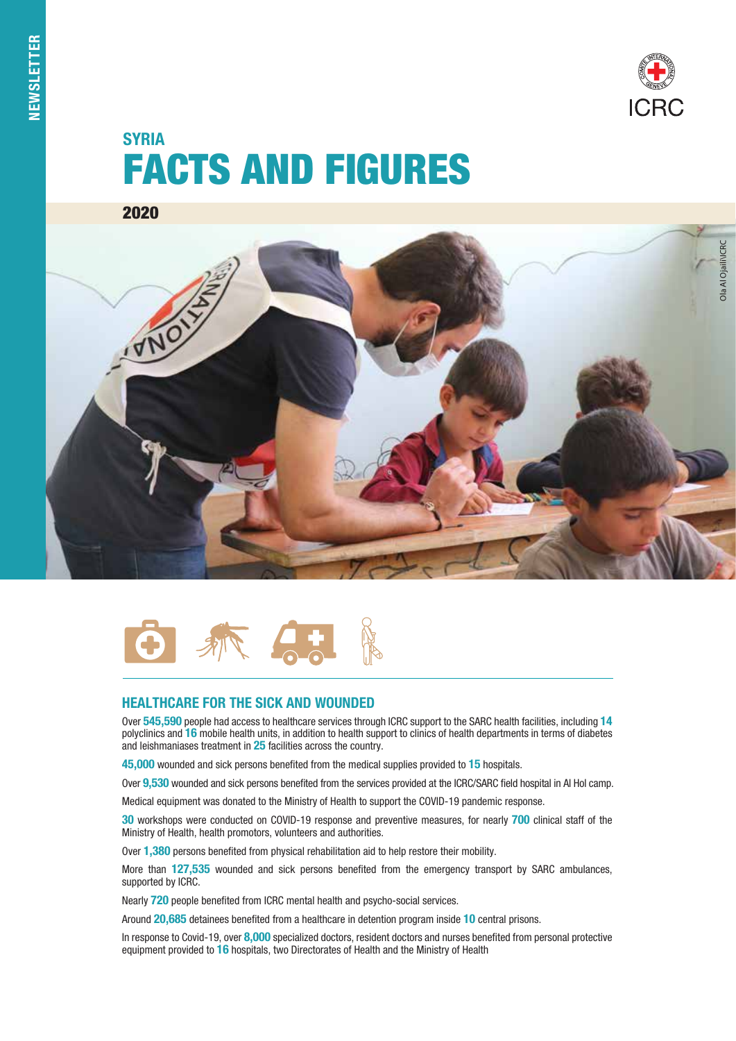NEWSLETTER

ICRC

## SYRIA

# FACTS AND FIGURES

**2020**

Ola Al Ojaili/ICRC

## HEALTHCARE FOR THE SICK AND WOUNDED

Over **545,590** people had access to healthcare services through ICRC support to the SARC health facilities, including **14** polyclinics and **16** mobile health units, in addition to health support to clinics of health departments in terms of diabetes and leishmaniases treatment in **25** facilities across the country.

**45,000** wounded and sick persons benefited from the medical supplies provided to **15** hospitals.

Over **9,530** wounded and sick persons benefited from the services provided at the ICRC/SARC field hospital in Al Hol camp.

Medical equipment was donated to the Ministry of Health to support the COVID-19 pandemic response.

**30** workshops were conducted on COVID-19 response and preventive measures, for nearly **700** clinical staff of the Ministry of Health, health promotors, volunteers and authorities.

Over **1,380** persons benefited from physical rehabilitation aid to help restore their mobility.

More than **127,535** wounded and sick persons benefited from the emergency transport by SARC ambulances, supported by ICRC.

Nearly **720** people benefited from ICRC mental health and psycho-social services.

Around **20,685** detainees benefited from a healthcare in detention program inside **10** central prisons.

In response to Covid-19, over **8,000** specialized doctors, resident doctors and nurses benefited from personal protective equipment provided to **16** hospitals, two Directorates of Health and the Ministry of Health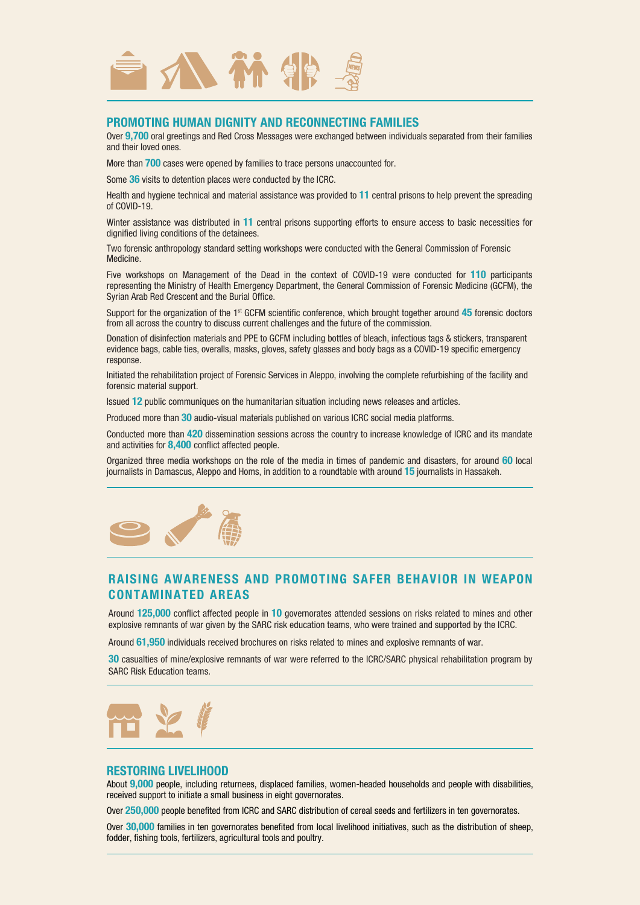## PROMOTING HUMAN DIGNITY AND RECONNECTING FAMILIES

Over **9,700** oral greetings and Red Cross Messages were exchanged between individuals separated from their families and their loved ones.

More than **700** cases were opened by families to trace persons unaccounted for.

Some **36** visits to detention places were conducted by the ICRC.

Health and hygiene technical and material assistance was provided to **11** central prisons to help prevent the spreading of COVID-19.

Winter assistance was distributed in **11** central prisons supporting efforts to ensure access to basic necessities for dignified living conditions of the detainees.

Two forensic anthropology standard setting workshops were conducted with the General Commission of Forensic Medicine.

Five workshops on Management of the Dead in the context of COVID-19 were conducted for **110** participants representing the Ministry of Health Emergency Department, the General Commission of Forensic Medicine (GCFM), the Syrian Arab Red Crescent and the Burial Office.

Support for the organization of the 1st GCFM scientific conference, which brought together around **45** forensic doctors from all across the country to discuss current challenges and the future of the commission.

Donation of disinfection materials and PPE to GCFM including bottles of bleach, infectious tags & stickers, transparent evidence bags, cable ties, overalls, masks, gloves, safety glasses and body bags as a COVID-19 specific emergency response.

Initiated the rehabilitation project of Forensic Services in Aleppo, involving the complete refurbishing of the facility and forensic material support.

Issued **12** public communiques on the humanitarian situation including news releases and articles.

Produced more than **30** audio-visual materials published on various ICRC social media platforms.

Conducted more than **420** dissemination sessions across the country to increase knowledge of ICRC and its mandate and activities for **8,400** conflict affected people.

Organized three media workshops on the role of the media in times of pandemic and disasters, for around **60** local journalists in Damascus, Aleppo and Homs, in addition to a roundtable with around **15** journalists in Hassakeh.

## RAISING AWARENESS AND PROMOTING SAFER BEHAVIOR IN WEAPON CONTAMINATED AREAS

Around **125,000** conflict affected people in **10** governorates attended sessions on risks related to mines and other explosive remnants of war given by the SARC risk education teams, who were trained and supported by the ICRC.

Around **61,950** individuals received brochures on risks related to mines and explosive remnants of war.

**30** casualties of mine/explosive remnants of war were referred to the ICRC/SARC physical rehabilitation program by SARC Risk Education teams.

## RESTORING LIVELIHOOD

About **9,000** people, including returnees, displaced families, women-headed households and people with disabilities, received support to initiate a small business in eight governorates.

Over **250,000** people benefited from ICRC and SARC distribution of cereal seeds and fertilizers in ten governorates.

Over **30,000** families in ten governorates benefited from local livelihood initiatives, such as the distribution of sheep, fodder, fishing tools, fertilizers, agricultural tools and poultry.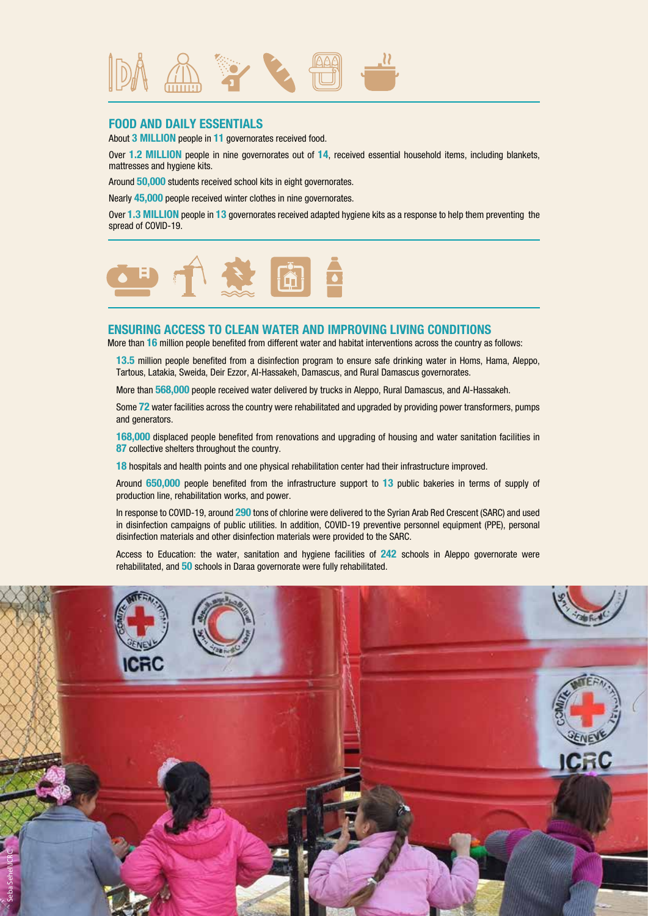## FOOD AND DAILY ESSENTIALS

About **3 MILLION** people in **11** governorates received food.

Over **1.2 MILLION** people in nine governorates out of **14**, received essential household items, including blankets, mattresses and hygiene kits.

Around **50,000** students received school kits in eight governorates.

Nearly **45,000** people received winter clothes in nine governorates.

Over **1.3 MILLION** people in **13** governorates received adapted hygiene kits as a response to help them preventing the spread of COVID-19.

## ENSURING ACCESS TO CLEAN WATER AND IMPROVING LIVING CONDITIONS

More than **16** million people benefited from different water and habitat interventions across the country as follows:

**13.5** million people benefited from a disinfection program to ensure safe drinking water in Homs, Hama, Aleppo, Tartous, Latakia, Sweida, Deir Ezzor, Al-Hassakeh, Damascus, and Rural Damascus governorates.

More than **568,000** people received water delivered by trucks in Aleppo, Rural Damascus, and Al-Hassakeh.

Some **72** water facilities across the country were rehabilitated and upgraded by providing power transformers, pumps and generators.

**168,000** displaced people benefited from renovations and upgrading of housing and water sanitation facilities in **87** collective shelters throughout the country.

**18** hospitals and health points and one physical rehabilitation center had their infrastructure improved.

Around **650,000** people benefited from the infrastructure support to **13** public bakeries in terms of supply of production line, rehabilitation works, and power.

In response to COVID-19, around **290** tons of chlorine were delivered to the Syrian Arab Red Crescent (SARC) and used in disinfection campaigns of public utilities. In addition, COVID-19 preventive personnel equipment (PPE), personal disinfection materials and other disinfection materials were provided to the SARC.

Access to Education: the water, sanitation and hygiene facilities of **242** schools in Aleppo governorate were rehabilitated, and **50** schools in Daraa governorate were fully rehabilitated.

Seba Sehel/ICRC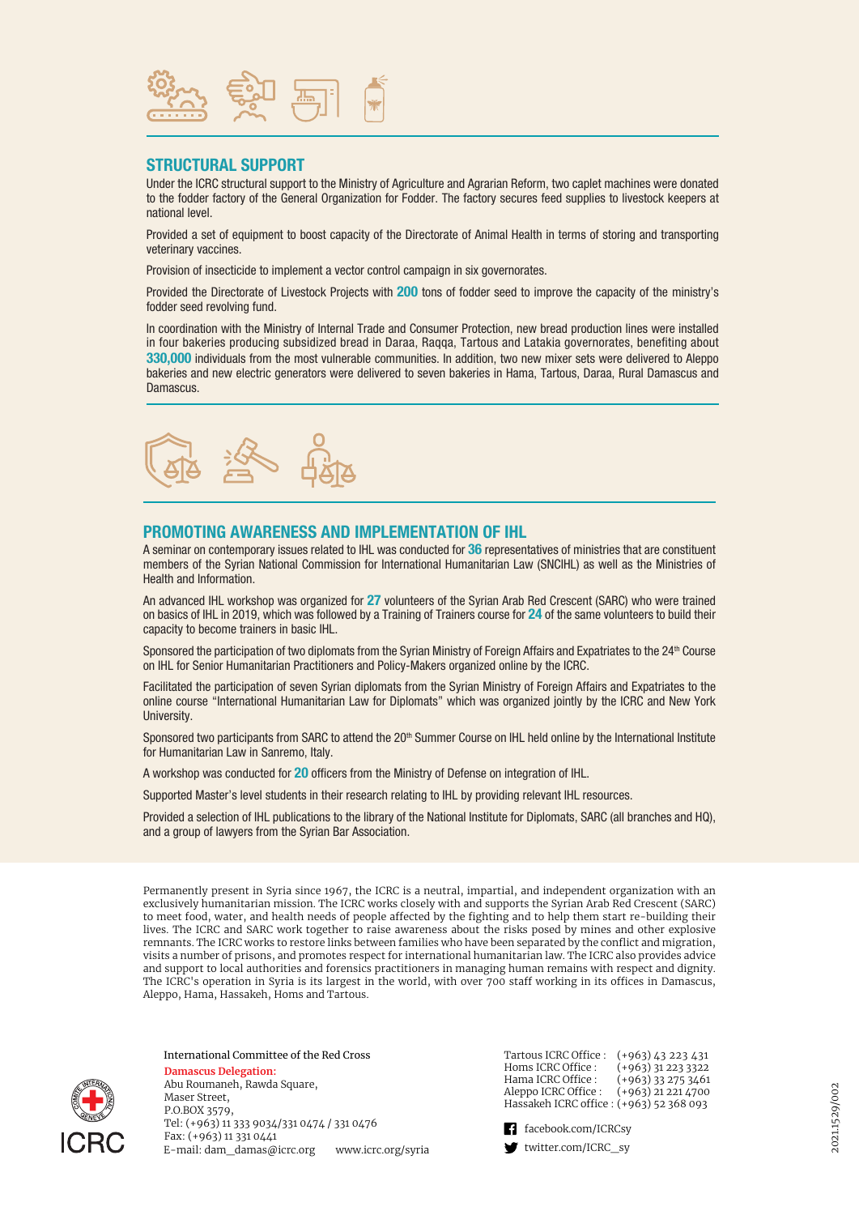## STRUCTURAL SUPPORT

Under the ICRC structural support to the Ministry of Agriculture and Agrarian Reform, two caplet machines were donated to the fodder factory of the General Organization for Fodder. The factory secures feed supplies to livestock keepers at national level.

Provided a set of equipment to boost capacity of the Directorate of Animal Health in terms of storing and transporting veterinary vaccines.

Provision of insecticide to implement a vector control campaign in six governorates.

Provided the Directorate of Livestock Projects with **200** tons of fodder seed to improve the capacity of the ministry's fodder seed revolving fund.

In coordination with the Ministry of Internal Trade and Consumer Protection, new bread production lines were installed in four bakeries producing subsidized bread in Daraa, Raqqa, Tartous and Latakia governorates, benefiting about **330,000** individuals from the most vulnerable communities. In addition, two new mixer sets were delivered to Aleppo bakeries and new electric generators were delivered to seven bakeries in Hama, Tartous, Daraa, Rural Damascus and Damascus.

## PROMOTING AWARENESS AND IMPLEMENTATION OF IHL

A seminar on contemporary issues related to IHL was conducted for **36** representatives of ministries that are constituent members of the Syrian National Commission for International Humanitarian Law (SNCIHL) as well as the Ministries of Health and Information.

An advanced IHL workshop was organized for **27** volunteers of the Syrian Arab Red Crescent (SARC) who were trained on basics of IHL in 2019, which was followed by a Training of Trainers course for **24** of the same volunteers to build their capacity to become trainers in basic IHL.

Sponsored the participation of two diplomats from the Syrian Ministry of Foreign Affairs and Expatriates to the 24th Course on IHL for Senior Humanitarian Practitioners and Policy-Makers organized online by the ICRC.

Facilitated the participation of seven Syrian diplomats from the Syrian Ministry of Foreign Affairs and Expatriates to the online course "International Humanitarian Law for Diplomats" which was organized jointly by the ICRC and New York University.

Sponsored two participants from SARC to attend the 20th Summer Course on IHL held online by the International Institute for Humanitarian Law in Sanremo, Italy.

A workshop was conducted for **20** officers from the Ministry of Defense on integration of IHL.

Supported Master's level students in their research relating to IHL by providing relevant IHL resources.

Provided a selection of IHL publications to the library of the National Institute for Diplomats, SARC (all branches and HQ), and a group of lawyers from the Syrian Bar Association.

Permanently present in Syria since 1967, the ICRC is a neutral, impartial, and independent organization with an exclusively humanitarian mission. The ICRC works closely with and supports the Syrian Arab Red Crescent (SARC) to meet food, water, and health needs of people affected by the fighting and to help them start re-building their lives. The ICRC and SARC work together to raise awareness about the risks posed by mines and other explosive remnants. The ICRC works to restore links between families who have been separated by the conflict and migration, visits a number of prisons, and promotes respect for international humanitarian law. The ICRC also provides advice and support to local authorities and forensics practitioners in managing human remains with respect and dignity. The ICRC's operation in Syria is its largest in the world, with over 700 staff working in its offices in Damascus, Aleppo, Hama, Hassakeh, Homs and Tartous.

International Committee of the Red Cross
**Damascus Delegation:**
Abu Roumaneh, Rawda Square,
Maser Street,
P.O.BOX 3579,
Tel: (+963) 11 333 9034/331 0474 / 331 0476
Fax: (+963) 11 331 0441
E-mail: dam_damas@icrc.org www.icrc.org/syria

Tartous ICRC Office : (+963) 43 223 431
Homs ICRC Office : (+963) 31 223 3322
Hama ICRC Office : (+963) 33 275 3461
Aleppo ICRC Office : (+963) 21 221 4700
Hassakeh ICRC office : (+963) 52 368 093

facebook.com/ICRCsy
twitter.com/ICRC_sy

ICRC

2021.1529/002